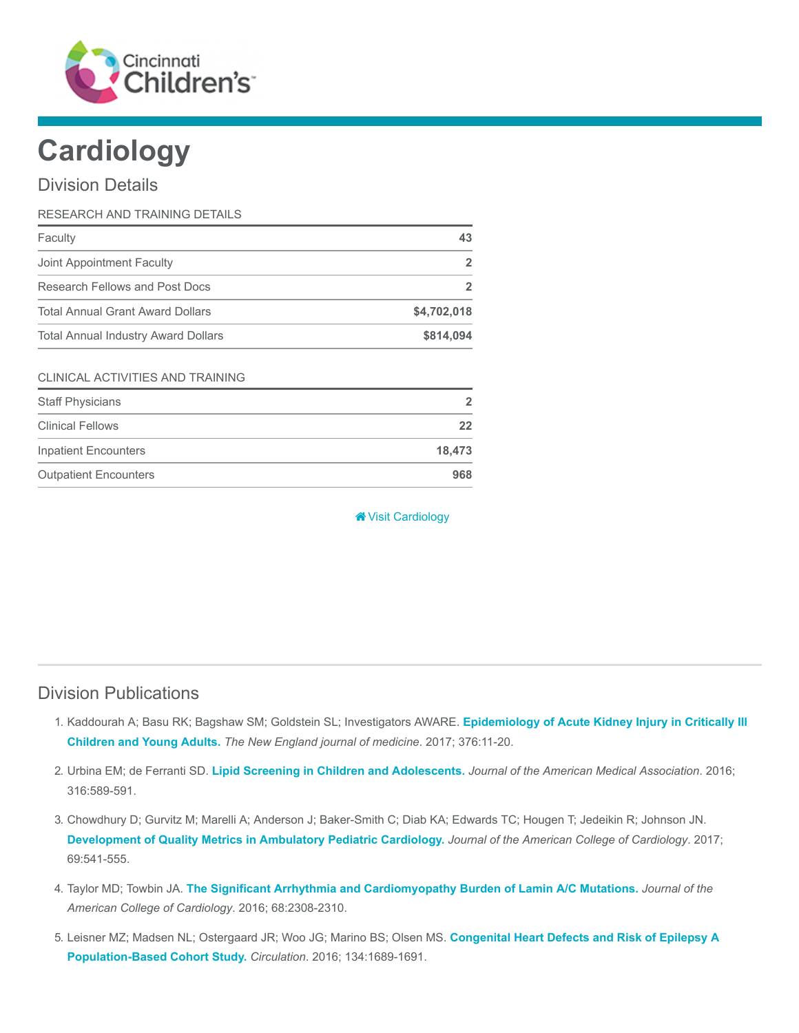Cincinnati Children's

# Cardiology

## Division Details

| RESEARCH AND TRAINING DETAILS | |
|---|---|
| Faculty | **43** |
| Joint Appointment Faculty | **2** |
| Research Fellows and Post Docs | **2** |
| Total Annual Grant Award Dollars | **$4,702,018** |
| Total Annual Industry Award Dollars | **$814,094** |

| CLINICAL ACTIVITIES AND TRAINING | |
|---|---|
| Staff Physicians | **2** |
| Clinical Fellows | **22** |
| Inpatient Encounters | **18,473** |
| Outpatient Encounters | **968** |

Visit Cardiology

## Division Publications

1. Kaddourah A; Basu RK; Bagshaw SM; Goldstein SL; Investigators AWARE. **Epidemiology of Acute Kidney Injury in Critically Ill Children and Young Adults.** *The New England journal of medicine*. 2017; 376:11-20.

2. Urbina EM; de Ferranti SD. **Lipid Screening in Children and Adolescents.** *Journal of the American Medical Association*. 2016; 316:589-591.

3. Chowdhury D; Gurvitz M; Marelli A; Anderson J; Baker-Smith C; Diab KA; Edwards TC; Hougen T; Jedeikin R; Johnson JN. **Development of Quality Metrics in Ambulatory Pediatric Cardiology.** *Journal of the American College of Cardiology*. 2017; 69:541-555.

4. Taylor MD; Towbin JA. **The Significant Arrhythmia and Cardiomyopathy Burden of Lamin A/C Mutations.** *Journal of the American College of Cardiology*. 2016; 68:2308-2310.

5. Leisner MZ; Madsen NL; Ostergaard JR; Woo JG; Marino BS; Olsen MS. **Congenital Heart Defects and Risk of Epilepsy A Population-Based Cohort Study.** *Circulation*. 2016; 134:1689-1691.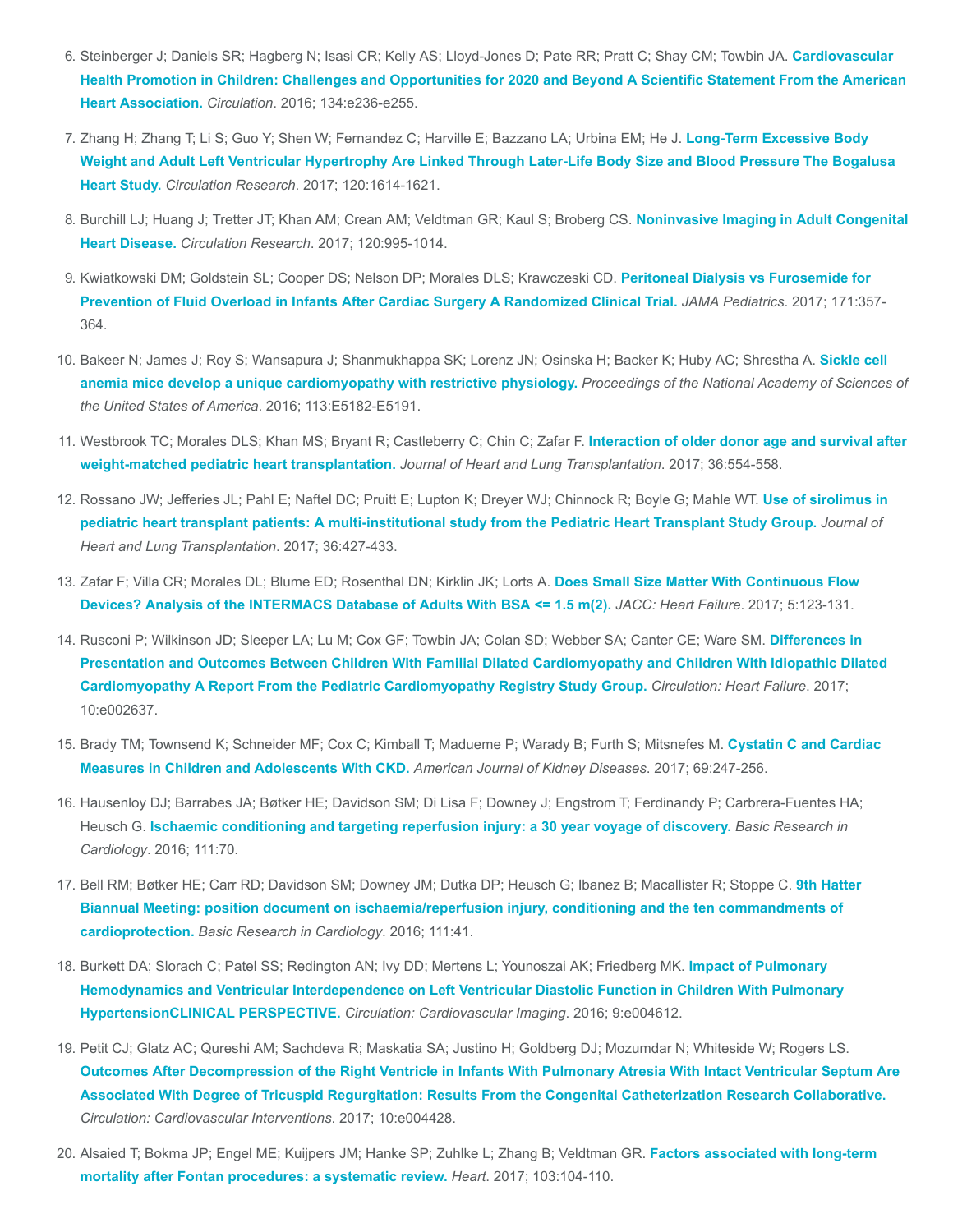6. Steinberger J; Daniels SR; Hagberg N; Isasi CR; Kelly AS; Lloyd-Jones D; Pate RR; Pratt C; Shay CM; Towbin JA. **Cardiovascular Health Promotion in Children: Challenges and Opportunities for 2020 and Beyond A Scientific Statement From the American Heart Association.** *Circulation*. 2016; 134:e236-e255.

7. Zhang H; Zhang T; Li S; Guo Y; Shen W; Fernandez C; Harville E; Bazzano LA; Urbina EM; He J. **Long-Term Excessive Body Weight and Adult Left Ventricular Hypertrophy Are Linked Through Later-Life Body Size and Blood Pressure The Bogalusa Heart Study.** *Circulation Research*. 2017; 120:1614-1621.

8. Burchill LJ; Huang J; Tretter JT; Khan AM; Crean AM; Veldtman GR; Kaul S; Broberg CS. **Noninvasive Imaging in Adult Congenital Heart Disease.** *Circulation Research*. 2017; 120:995-1014.

9. Kwiatkowski DM; Goldstein SL; Cooper DS; Nelson DP; Morales DLS; Krawczeski CD. **Peritoneal Dialysis vs Furosemide for Prevention of Fluid Overload in Infants After Cardiac Surgery A Randomized Clinical Trial.** *JAMA Pediatrics*. 2017; 171:357-364.

10. Bakeer N; James J; Roy S; Wansapura J; Shanmukhappa SK; Lorenz JN; Osinska H; Backer K; Huby AC; Shrestha A. **Sickle cell anemia mice develop a unique cardiomyopathy with restrictive physiology.** *Proceedings of the National Academy of Sciences of the United States of America*. 2016; 113:E5182-E5191.

11. Westbrook TC; Morales DLS; Khan MS; Bryant R; Castleberry C; Chin C; Zafar F. **Interaction of older donor age and survival after weight-matched pediatric heart transplantation.** *Journal of Heart and Lung Transplantation*. 2017; 36:554-558.

12. Rossano JW; Jefferies JL; Pahl E; Naftel DC; Pruitt E; Lupton K; Dreyer WJ; Chinnock R; Boyle G; Mahle WT. **Use of sirolimus in pediatric heart transplant patients: A multi-institutional study from the Pediatric Heart Transplant Study Group.** *Journal of Heart and Lung Transplantation*. 2017; 36:427-433.

13. Zafar F; Villa CR; Morales DL; Blume ED; Rosenthal DN; Kirklin JK; Lorts A. **Does Small Size Matter With Continuous Flow Devices? Analysis of the INTERMACS Database of Adults With BSA <= 1.5 m(2).** *JACC: Heart Failure*. 2017; 5:123-131.

14. Rusconi P; Wilkinson JD; Sleeper LA; Lu M; Cox GF; Towbin JA; Colan SD; Webber SA; Canter CE; Ware SM. **Differences in Presentation and Outcomes Between Children With Familial Dilated Cardiomyopathy and Children With Idiopathic Dilated Cardiomyopathy A Report From the Pediatric Cardiomyopathy Registry Study Group.** *Circulation: Heart Failure*. 2017; 10:e002637.

15. Brady TM; Townsend K; Schneider MF; Cox C; Kimball T; Madueme P; Warady B; Furth S; Mitsnefes M. **Cystatin C and Cardiac Measures in Children and Adolescents With CKD.** *American Journal of Kidney Diseases*. 2017; 69:247-256.

16. Hausenloy DJ; Barrabes JA; Bøtker HE; Davidson SM; Di Lisa F; Downey J; Engstrom T; Ferdinandy P; Carbrera-Fuentes HA; Heusch G. **Ischaemic conditioning and targeting reperfusion injury: a 30 year voyage of discovery.** *Basic Research in Cardiology*. 2016; 111:70.

17. Bell RM; Bøtker HE; Carr RD; Davidson SM; Downey JM; Dutka DP; Heusch G; Ibanez B; Macallister R; Stoppe C. **9th Hatter Biannual Meeting: position document on ischaemia/reperfusion injury, conditioning and the ten commandments of cardioprotection.** *Basic Research in Cardiology*. 2016; 111:41.

18. Burkett DA; Slorach C; Patel SS; Redington AN; Ivy DD; Mertens L; Younoszai AK; Friedberg MK. **Impact of Pulmonary Hemodynamics and Ventricular Interdependence on Left Ventricular Diastolic Function in Children With Pulmonary HypertensionCLINICAL PERSPECTIVE.** *Circulation: Cardiovascular Imaging*. 2016; 9:e004612.

19. Petit CJ; Glatz AC; Qureshi AM; Sachdeva R; Maskatia SA; Justino H; Goldberg DJ; Mozumdar N; Whiteside W; Rogers LS. **Outcomes After Decompression of the Right Ventricle in Infants With Pulmonary Atresia With Intact Ventricular Septum Are Associated With Degree of Tricuspid Regurgitation: Results From the Congenital Catheterization Research Collaborative.** *Circulation: Cardiovascular Interventions*. 2017; 10:e004428.

20. Alsaied T; Bokma JP; Engel ME; Kuijpers JM; Hanke SP; Zuhlke L; Zhang B; Veldtman GR. **Factors associated with long-term mortality after Fontan procedures: a systematic review.** *Heart*. 2017; 103:104-110.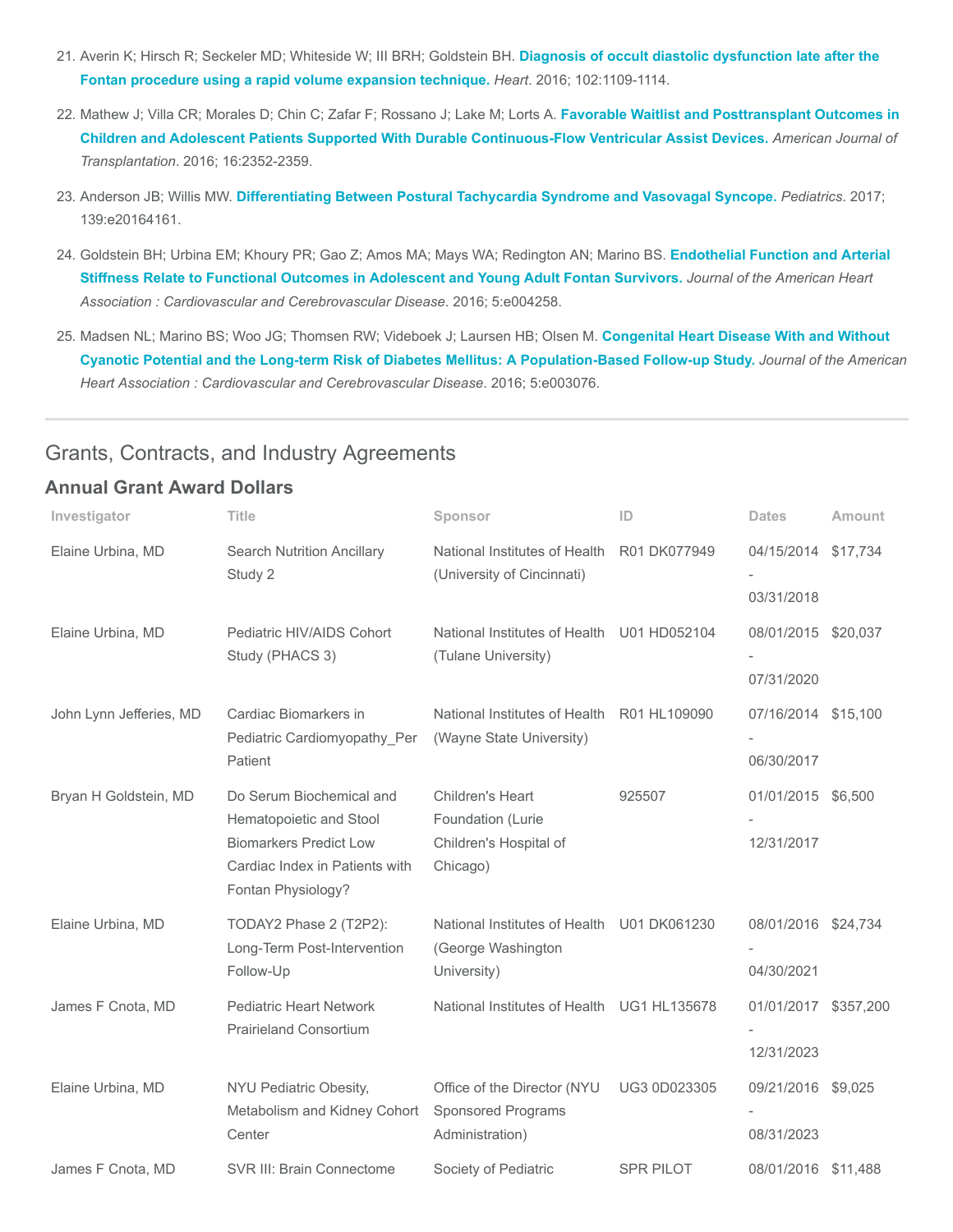21. Averin K; Hirsch R; Seckeler MD; Whiteside W; III BRH; Goldstein BH. **Diagnosis of occult diastolic dysfunction late after the Fontan procedure using a rapid volume expansion technique.** *Heart*. 2016; 102:1109-1114.

22. Mathew J; Villa CR; Morales D; Chin C; Zafar F; Rossano J; Lake M; Lorts A. **Favorable Waitlist and Posttransplant Outcomes in Children and Adolescent Patients Supported With Durable Continuous-Flow Ventricular Assist Devices.** *American Journal of Transplantation*. 2016; 16:2352-2359.

23. Anderson JB; Willis MW. **Differentiating Between Postural Tachycardia Syndrome and Vasovagal Syncope.** *Pediatrics*. 2017; 139:e20164161.

24. Goldstein BH; Urbina EM; Khoury PR; Gao Z; Amos MA; Mays WA; Redington AN; Marino BS. **Endothelial Function and Arterial Stiffness Relate to Functional Outcomes in Adolescent and Young Adult Fontan Survivors.** *Journal of the American Heart Association : Cardiovascular and Cerebrovascular Disease*. 2016; 5:e004258.

25. Madsen NL; Marino BS; Woo JG; Thomsen RW; Videboek J; Laursen HB; Olsen M. **Congenital Heart Disease With and Without Cyanotic Potential and the Long-term Risk of Diabetes Mellitus: A Population-Based Follow-up Study.** *Journal of the American Heart Association : Cardiovascular and Cerebrovascular Disease*. 2016; 5:e003076.

---

## Grants, Contracts, and Industry Agreements

### Annual Grant Award Dollars

| Investigator | Title | Sponsor | ID | Dates | Amount |
|---|---|---|---|---|---|
| Elaine Urbina, MD | Search Nutrition Ancillary Study 2 | National Institutes of Health (University of Cincinnati) | R01 DK077949 | 04/15/2014 - 03/31/2018 | $17,734 |
| Elaine Urbina, MD | Pediatric HIV/AIDS Cohort Study (PHACS 3) | National Institutes of Health (Tulane University) | U01 HD052104 | 08/01/2015 - 07/31/2020 | $20,037 |
| John Lynn Jefferies, MD | Cardiac Biomarkers in Pediatric Cardiomyopathy_Per Patient | National Institutes of Health (Wayne State University) | R01 HL109090 | 07/16/2014 - 06/30/2017 | $15,100 |
| Bryan H Goldstein, MD | Do Serum Biochemical and Hematopoietic and Stool Biomarkers Predict Low Cardiac Index in Patients with Fontan Physiology? | Children's Heart Foundation (Lurie Children's Hospital of Chicago) | 925507 | 01/01/2015 - 12/31/2017 | $6,500 |
| Elaine Urbina, MD | TODAY2 Phase 2 (T2P2): Long-Term Post-Intervention Follow-Up | National Institutes of Health (George Washington University) | U01 DK061230 | 08/01/2016 - 04/30/2021 | $24,734 |
| James F Cnota, MD | Pediatric Heart Network Prairieland Consortium | National Institutes of Health | UG1 HL135678 | 01/01/2017 - 12/31/2023 | $357,200 |
| Elaine Urbina, MD | NYU Pediatric Obesity, Metabolism and Kidney Cohort Center | Office of the Director (NYU Sponsored Programs Administration) | UG3 0D023305 | 09/21/2016 - 08/31/2023 | $9,025 |
| James F Cnota, MD | SVR III: Brain Connectome | Society of Pediatric | SPR PILOT | 08/01/2016 | $11,488 |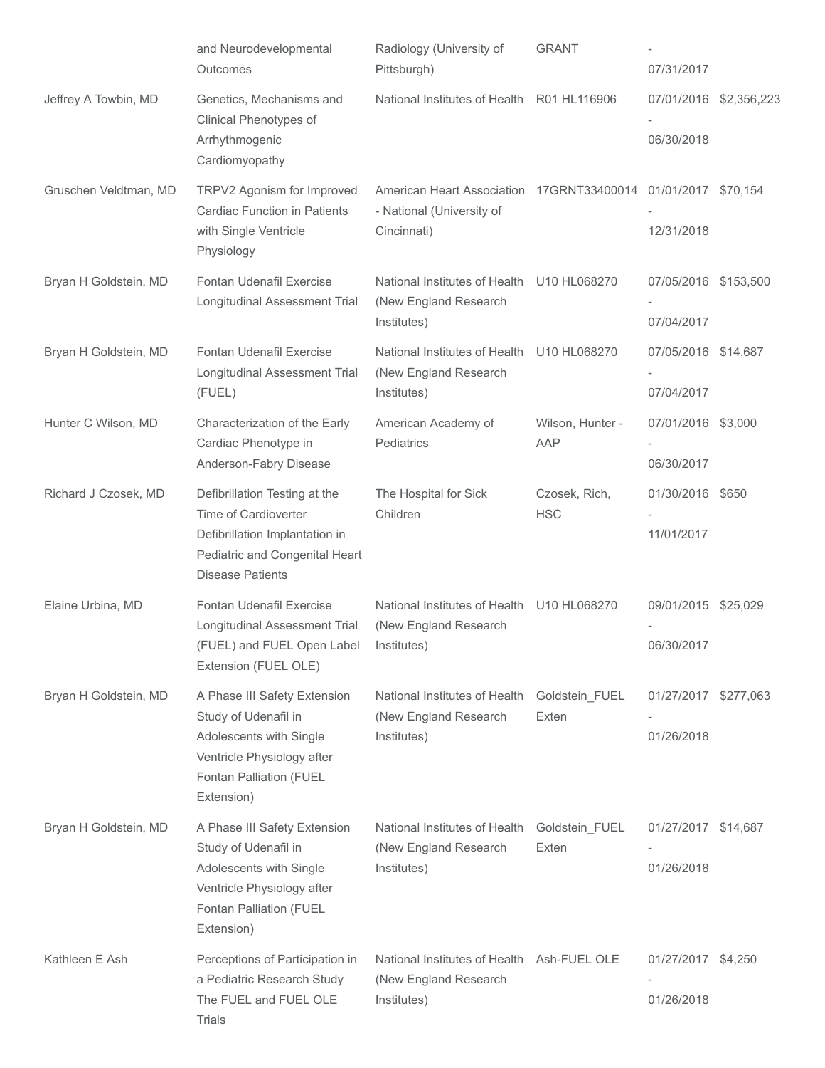|  | and Neurodevelopmental Outcomes | Radiology (University of Pittsburgh) | GRANT | - 07/31/2017 |  |
| --- | --- | --- | --- | --- | --- |
| Jeffrey A Towbin, MD | Genetics, Mechanisms and Clinical Phenotypes of Arrhythmogenic Cardiomyopathy | National Institutes of Health | R01 HL116906 | 07/01/2016 - 06/30/2018 | $2,356,223 |
| Gruschen Veldtman, MD | TRPV2 Agonism for Improved Cardiac Function in Patients with Single Ventricle Physiology | American Heart Association - National (University of Cincinnati) | 17GRNT33400014 | 01/01/2017 - 12/31/2018 | $70,154 |
| Bryan H Goldstein, MD | Fontan Udenafil Exercise Longitudinal Assessment Trial | National Institutes of Health (New England Research Institutes) | U10 HL068270 | 07/05/2016 - 07/04/2017 | $153,500 |
| Bryan H Goldstein, MD | Fontan Udenafil Exercise Longitudinal Assessment Trial (FUEL) | National Institutes of Health (New England Research Institutes) | U10 HL068270 | 07/05/2016 - 07/04/2017 | $14,687 |
| Hunter C Wilson, MD | Characterization of the Early Cardiac Phenotype in Anderson-Fabry Disease | American Academy of Pediatrics | Wilson, Hunter - AAP | 07/01/2016 - 06/30/2017 | $3,000 |
| Richard J Czosek, MD | Defibrillation Testing at the Time of Cardioverter Defibrillation Implantation in Pediatric and Congenital Heart Disease Patients | The Hospital for Sick Children | Czosek, Rich, HSC | 01/30/2016 - 11/01/2017 | $650 |
| Elaine Urbina, MD | Fontan Udenafil Exercise Longitudinal Assessment Trial (FUEL) and FUEL Open Label Extension (FUEL OLE) | National Institutes of Health (New England Research Institutes) | U10 HL068270 | 09/01/2015 - 06/30/2017 | $25,029 |
| Bryan H Goldstein, MD | A Phase III Safety Extension Study of Udenafil in Adolescents with Single Ventricle Physiology after Fontan Palliation (FUEL Extension) | National Institutes of Health (New England Research Institutes) | Goldstein_FUEL Exten | 01/27/2017 - 01/26/2018 | $277,063 |
| Bryan H Goldstein, MD | A Phase III Safety Extension Study of Udenafil in Adolescents with Single Ventricle Physiology after Fontan Palliation (FUEL Extension) | National Institutes of Health (New England Research Institutes) | Goldstein_FUEL Exten | 01/27/2017 - 01/26/2018 | $14,687 |
| Kathleen E Ash | Perceptions of Participation in a Pediatric Research Study The FUEL and FUEL OLE Trials | National Institutes of Health (New England Research Institutes) | Ash-FUEL OLE | 01/27/2017 - 01/26/2018 | $4,250 |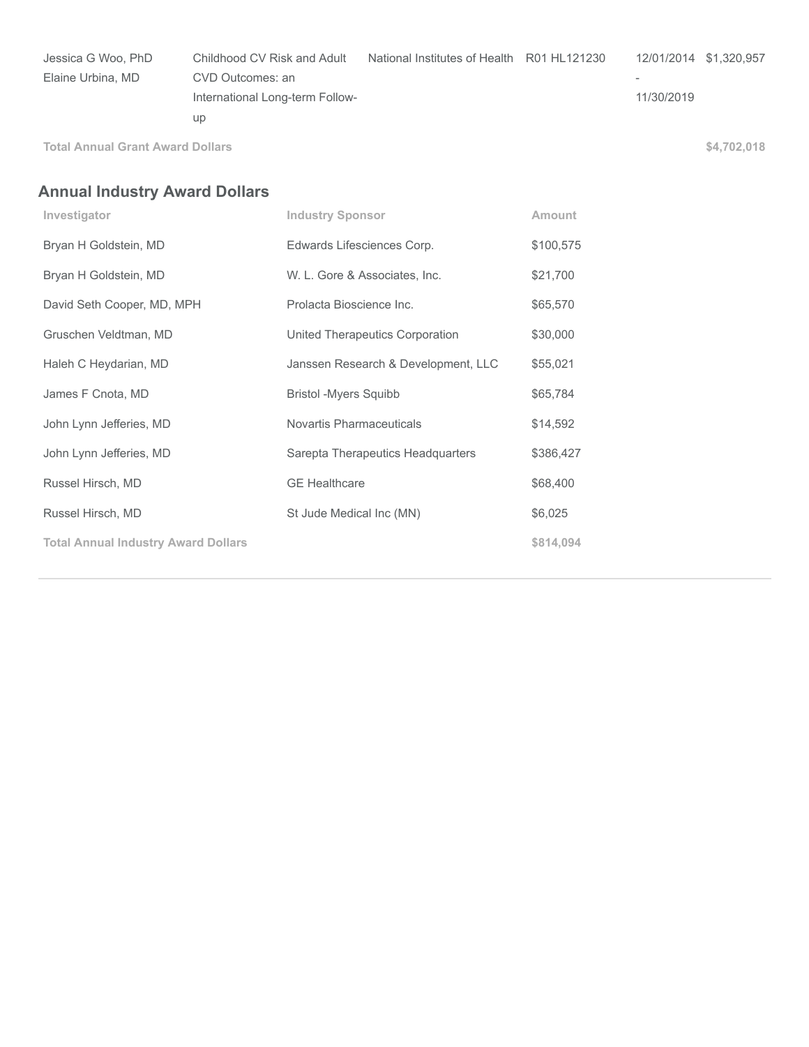| | | | | | |
|---|---|---|---|---|---|
| Jessica G Woo, PhD<br>Elaine Urbina, MD | Childhood CV Risk and Adult CVD Outcomes: an International Long-term Follow-up | National Institutes of Health | R01 HL121230 | 12/01/2014 - 11/30/2019 | $1,320,957 |
| **Total Annual Grant Award Dollars** | | | | | **$4,702,018** |

## Annual Industry Award Dollars

| Investigator | Industry Sponsor | Amount |
|---|---|---|
| Bryan H Goldstein, MD | Edwards Lifesciences Corp. | $100,575 |
| Bryan H Goldstein, MD | W. L. Gore & Associates, Inc. | $21,700 |
| David Seth Cooper, MD, MPH | Prolacta Bioscience Inc. | $65,570 |
| Gruschen Veldtman, MD | United Therapeutics Corporation | $30,000 |
| Haleh C Heydarian, MD | Janssen Research & Development, LLC | $55,021 |
| James F Cnota, MD | Bristol -Myers Squibb | $65,784 |
| John Lynn Jefferies, MD | Novartis Pharmaceuticals | $14,592 |
| John Lynn Jefferies, MD | Sarepta Therapeutics Headquarters | $386,427 |
| Russel Hirsch, MD | GE Healthcare | $68,400 |
| Russel Hirsch, MD | St Jude Medical Inc (MN) | $6,025 |
| **Total Annual Industry Award Dollars** | | **$814,094** |